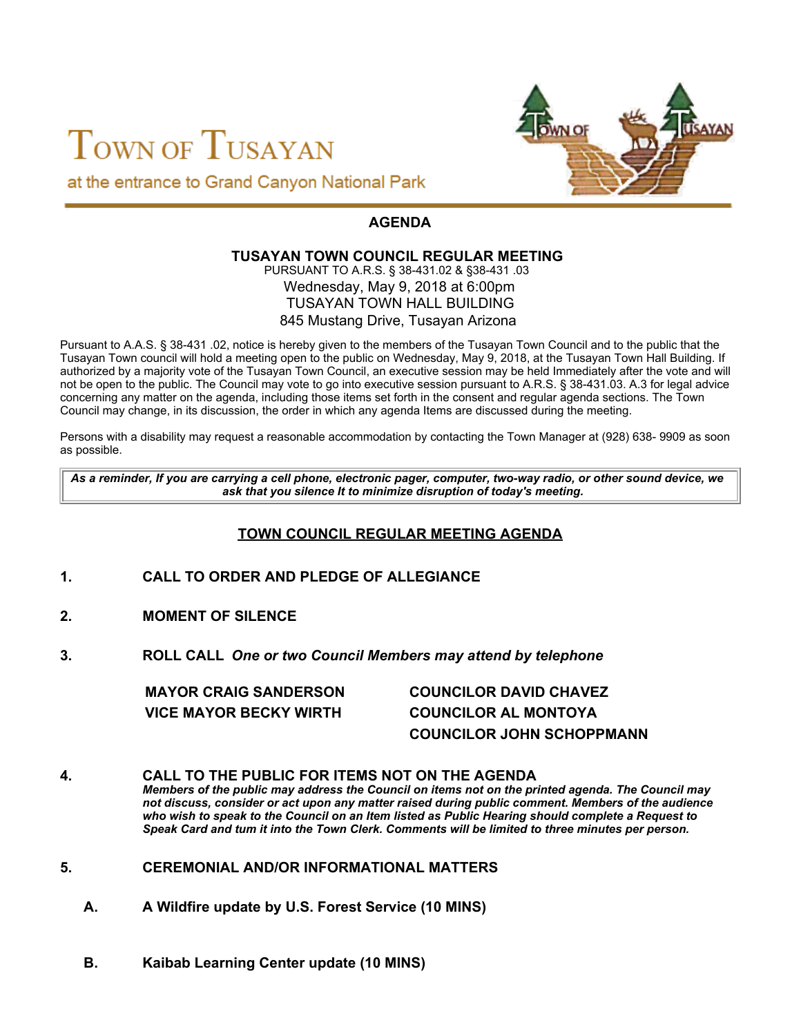# TOWN OF TUSAYAN

at the entrance to Grand Canyon National Park

## AGENDA

### TUSAYAN TOWN COUNCIL REGULAR MEETING

PURSUANT TO A.R.S. § 38-431.02 & §38-431 .03

Wednesday, May 9, 2018 at 6:00pm

TUSAYAN TOWN HALL BUILDING

845 Mustang Drive, Tusayan Arizona

Pursuant to A.A.S. § 38-431 .02, notice is hereby given to the members of the Tusayan Town Council and to the public that the Tusayan Town council will hold a meeting open to the public on Wednesday, May 9, 2018, at the Tusayan Town Hall Building. If authorized by a majority vote of the Tusayan Town Council, an executive session may be held Immediately after the vote and will not be open to the public. The Council may vote to go into executive session pursuant to A.R.S. § 38-431.03. A.3 for legal advice concerning any matter on the agenda, including those items set forth in the consent and regular agenda sections. The Town Council may change, in its discussion, the order in which any agenda Items are discussed during the meeting.

Persons with a disability may request a reasonable accommodation by contacting the Town Manager at (928) 638- 9909 as soon as possible.

***As a reminder, If you are carrying a cell phone, electronic pager, computer, two-way radio, or other sound device, we ask that you silence It to minimize disruption of today's meeting.***

## TOWN COUNCIL REGULAR MEETING AGENDA

**1. CALL TO ORDER AND PLEDGE OF ALLEGIANCE**

**2. MOMENT OF SILENCE**

**3. ROLL CALL** ***One or two Council Members may attend by telephone***

**MAYOR CRAIG SANDERSON**
**VICE MAYOR BECKY WIRTH**
**COUNCILOR DAVID CHAVEZ**
**COUNCILOR AL MONTOYA**
**COUNCILOR JOHN SCHOPPMANN**

**4. CALL TO THE PUBLIC FOR ITEMS NOT ON THE AGENDA**

***Members of the public may address the Council on items not on the printed agenda. The Council may not discuss, consider or act upon any matter raised during public comment. Members of the audience who wish to speak to the Council on an Item listed as Public Hearing should complete a Request to Speak Card and tum it into the Town Clerk. Comments will be limited to three minutes per person.***

**5. CEREMONIAL AND/OR INFORMATIONAL MATTERS**

**A. A Wildfire update by U.S. Forest Service (10 MINS)**

**B. Kaibab Learning Center update (10 MINS)**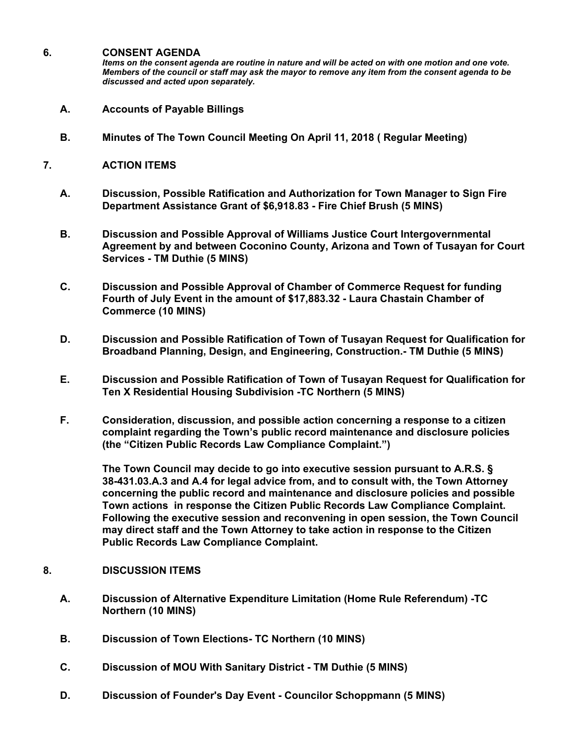## 6. CONSENT AGENDA

***Items on the consent agenda are routine in nature and will be acted on with one motion and one vote. Members of the council or staff may ask the mayor to remove any item from the consent agenda to be discussed and acted upon separately.***

**A. Accounts of Payable Billings**

**B. Minutes of The Town Council Meeting On April 11, 2018 ( Regular Meeting)**

## 7. ACTION ITEMS

**A. Discussion, Possible Ratification and Authorization for Town Manager to Sign Fire Department Assistance Grant of $6,918.83 - Fire Chief Brush (5 MINS)**

**B. Discussion and Possible Approval of Williams Justice Court Intergovernmental Agreement by and between Coconino County, Arizona and Town of Tusayan for Court Services - TM Duthie (5 MINS)**

**C. Discussion and Possible Approval of Chamber of Commerce Request for funding Fourth of July Event in the amount of $17,883.32 - Laura Chastain Chamber of Commerce (10 MINS)**

**D. Discussion and Possible Ratification of Town of Tusayan Request for Qualification for Broadband Planning, Design, and Engineering, Construction.- TM Duthie (5 MINS)**

**E. Discussion and Possible Ratification of Town of Tusayan Request for Qualification for Ten X Residential Housing Subdivision -TC Northern (5 MINS)**

**F. Consideration, discussion, and possible action concerning a response to a citizen complaint regarding the Town's public record maintenance and disclosure policies (the "Citizen Public Records Law Compliance Complaint.")**

**The Town Council may decide to go into executive session pursuant to A.R.S. § 38-431.03.A.3 and A.4 for legal advice from, and to consult with, the Town Attorney concerning the public record and maintenance and disclosure policies and possible Town actions in response the Citizen Public Records Law Compliance Complaint. Following the executive session and reconvening in open session, the Town Council may direct staff and the Town Attorney to take action in response to the Citizen Public Records Law Compliance Complaint.**

## 8. DISCUSSION ITEMS

**A. Discussion of Alternative Expenditure Limitation (Home Rule Referendum) -TC Northern (10 MINS)**

**B. Discussion of Town Elections- TC Northern (10 MINS)**

**C. Discussion of MOU With Sanitary District - TM Duthie (5 MINS)**

**D. Discussion of Founder's Day Event - Councilor Schoppmann (5 MINS)**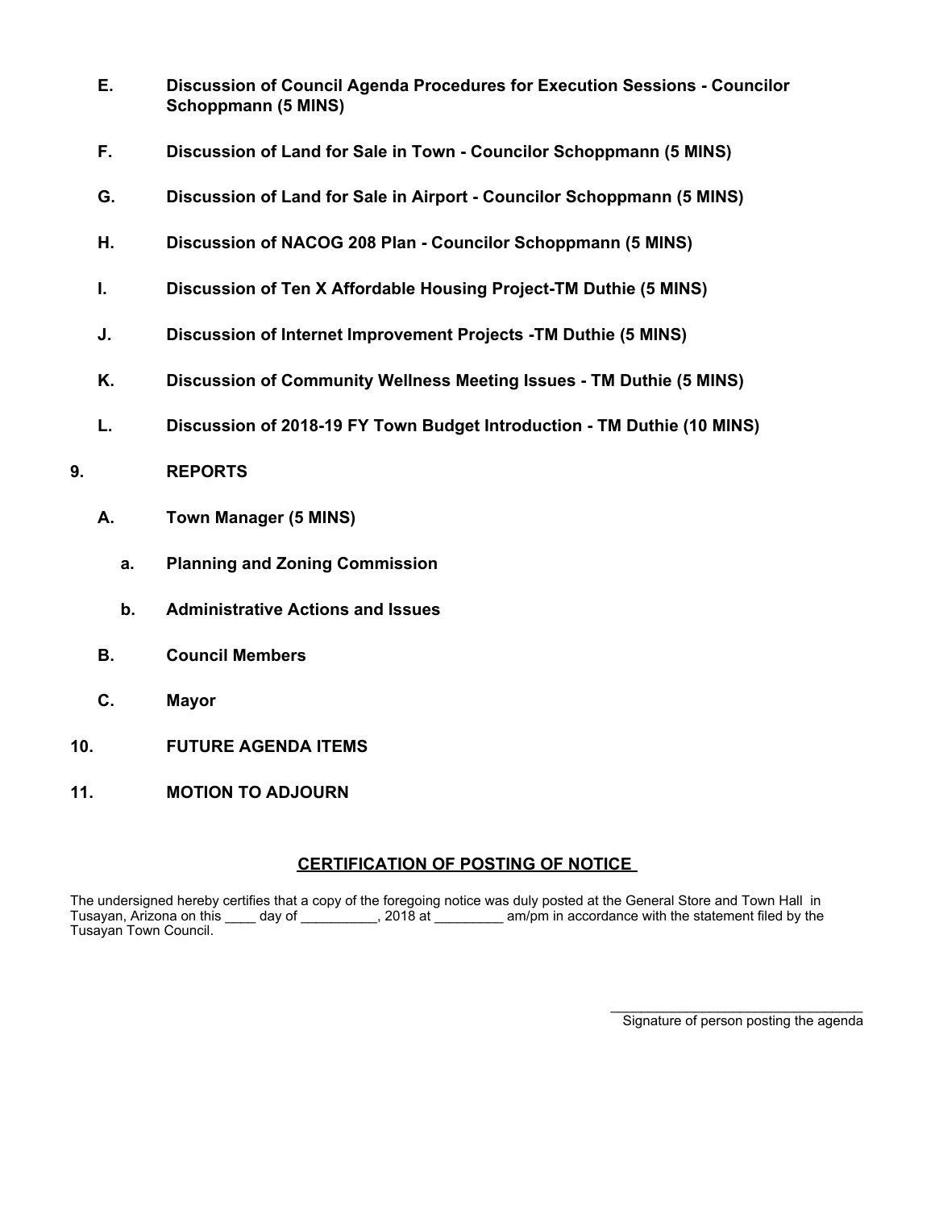**E. Discussion of Council Agenda Procedures for Execution Sessions - Councilor Schoppmann (5 MINS)**

**F. Discussion of Land for Sale in Town - Councilor Schoppmann (5 MINS)**

**G. Discussion of Land for Sale in Airport - Councilor Schoppmann (5 MINS)**

**H. Discussion of NACOG 208 Plan - Councilor Schoppmann (5 MINS)**

**I. Discussion of Ten X Affordable Housing Project-TM Duthie (5 MINS)**

**J. Discussion of Internet Improvement Projects -TM Duthie (5 MINS)**

**K. Discussion of Community Wellness Meeting Issues - TM Duthie (5 MINS)**

**L. Discussion of 2018-19 FY Town Budget Introduction - TM Duthie (10 MINS)**

**9. REPORTS**

**A. Town Manager (5 MINS)**

**a. Planning and Zoning Commission**

**b. Administrative Actions and Issues**

**B. Council Members**

**C. Mayor**

**10. FUTURE AGENDA ITEMS**

**11. MOTION TO ADJOURN**

## CERTIFICATION OF POSTING OF NOTICE

The undersigned hereby certifies that a copy of the foregoing notice was duly posted at the General Store and Town Hall in Tusayan, Arizona on this ____ day of __________, 2018 at _________ am/pm in accordance with the statement filed by the Tusayan Town Council.

___________________________________
Signature of person posting the agenda